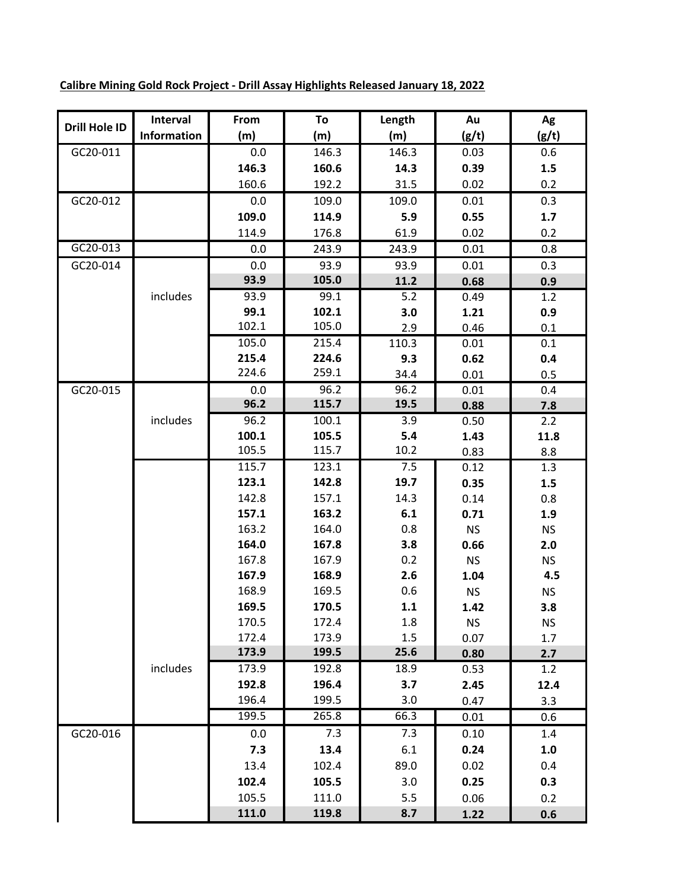**Calibre Mining Gold Rock Project - Drill Assay Highlights Released January 18, 2022**

| Drill Hole ID | Interval Information | From (m) | To (m) | Length (m) | Au (g/t) | Ag (g/t) |
|---|---|---|---|---|---|---|
| GC20-011 | | 0.0 | 146.3 | 146.3 | 0.03 | 0.6 |
| | | **146.3** | **160.6** | **14.3** | **0.39** | **1.5** |
| | | 160.6 | 192.2 | 31.5 | 0.02 | 0.2 |
| GC20-012 | | 0.0 | 109.0 | 109.0 | 0.01 | 0.3 |
| | | **109.0** | **114.9** | **5.9** | **0.55** | **1.7** |
| | | 114.9 | 176.8 | 61.9 | 0.02 | 0.2 |
| GC20-013 | | 0.0 | 243.9 | 243.9 | 0.01 | 0.8 |
| GC20-014 | | 0.0 | 93.9 | 93.9 | 0.01 | 0.3 |
| | | **93.9** | **105.0** | **11.2** | **0.68** | **0.9** |
| | includes | 93.9 | 99.1 | 5.2 | 0.49 | 1.2 |
| | | **99.1** | **102.1** | **3.0** | **1.21** | **0.9** |
| | | 102.1 | 105.0 | 2.9 | 0.46 | 0.1 |
| | | 105.0 | 215.4 | 110.3 | 0.01 | 0.1 |
| | | **215.4** | **224.6** | **9.3** | **0.62** | **0.4** |
| | | 224.6 | 259.1 | 34.4 | 0.01 | 0.5 |
| GC20-015 | | 0.0 | 96.2 | 96.2 | 0.01 | 0.4 |
| | | **96.2** | **115.7** | **19.5** | **0.88** | **7.8** |
| | includes | 96.2 | 100.1 | 3.9 | 0.50 | 2.2 |
| | | **100.1** | **105.5** | **5.4** | **1.43** | **11.8** |
| | | 105.5 | 115.7 | 10.2 | 0.83 | 8.8 |
| | | 115.7 | 123.1 | 7.5 | 0.12 | 1.3 |
| | | **123.1** | **142.8** | **19.7** | **0.35** | **1.5** |
| | | 142.8 | 157.1 | 14.3 | 0.14 | 0.8 |
| | | **157.1** | **163.2** | **6.1** | **0.71** | **1.9** |
| | | 163.2 | 164.0 | 0.8 | NS | NS |
| | | **164.0** | **167.8** | **3.8** | **0.66** | **2.0** |
| | | 167.8 | 167.9 | 0.2 | NS | NS |
| | | **167.9** | **168.9** | **2.6** | **1.04** | **4.5** |
| | | 168.9 | 169.5 | 0.6 | NS | NS |
| | | **169.5** | **170.5** | **1.1** | **1.42** | **3.8** |
| | | 170.5 | 172.4 | 1.8 | NS | NS |
| | | 172.4 | 173.9 | 1.5 | 0.07 | 1.7 |
| | | **173.9** | **199.5** | **25.6** | **0.80** | **2.7** |
| | includes | 173.9 | 192.8 | 18.9 | 0.53 | 1.2 |
| | | **192.8** | **196.4** | **3.7** | **2.45** | **12.4** |
| | | 196.4 | 199.5 | 3.0 | 0.47 | 3.3 |
| | | 199.5 | 265.8 | 66.3 | 0.01 | 0.6 |
| GC20-016 | | 0.0 | 7.3 | 7.3 | 0.10 | 1.4 |
| | | **7.3** | **13.4** | **6.1** | **0.24** | **1.0** |
| | | 13.4 | 102.4 | 89.0 | 0.02 | 0.4 |
| | | **102.4** | **105.5** | **3.0** | **0.25** | **0.3** |
| | | 105.5 | 111.0 | 5.5 | 0.06 | 0.2 |
| | | **111.0** | **119.8** | **8.7** | **1.22** | **0.6** |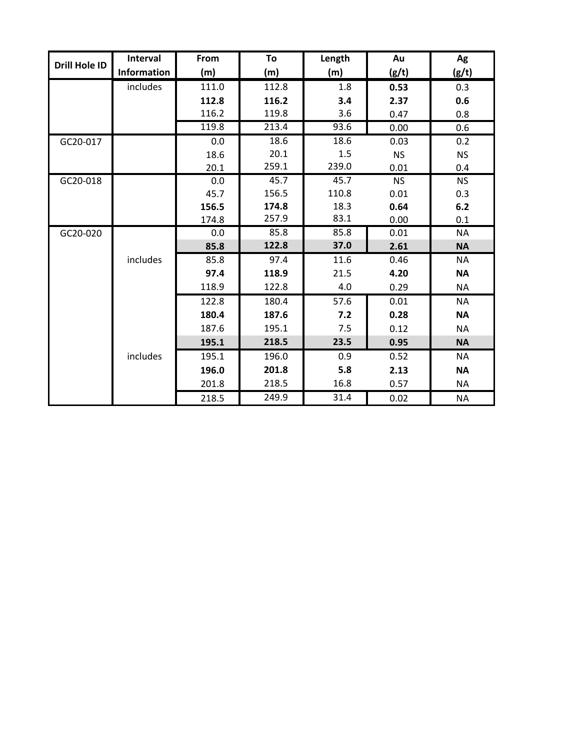| Drill Hole ID | Interval Information | From (m) | To (m) | Length (m) | Au (g/t) | Ag (g/t) |
|---|---|---|---|---|---|---|
| | includes | 111.0 | 112.8 | 1.8 | **0.53** | 0.3 |
| | | **112.8** | **116.2** | **3.4** | **2.37** | **0.6** |
| | | 116.2 | 119.8 | 3.6 | 0.47 | 0.8 |
| | | 119.8 | 213.4 | 93.6 | 0.00 | 0.6 |
| GC20-017 | | 0.0 | 18.6 | 18.6 | 0.03 | 0.2 |
| | | 18.6 | 20.1 | 1.5 | NS | NS |
| | | 20.1 | 259.1 | 239.0 | 0.01 | 0.4 |
| GC20-018 | | 0.0 | 45.7 | 45.7 | NS | NS |
| | | 45.7 | 156.5 | 110.8 | 0.01 | 0.3 |
| | | **156.5** | **174.8** | 18.3 | **0.64** | **6.2** |
| | | 174.8 | 257.9 | 83.1 | 0.00 | 0.1 |
| GC20-020 | | 0.0 | 85.8 | 85.8 | 0.01 | NA |
| | | **85.8** | **122.8** | **37.0** | **2.61** | **NA** |
| | includes | 85.8 | 97.4 | 11.6 | 0.46 | NA |
| | | **97.4** | **118.9** | 21.5 | **4.20** | **NA** |
| | | 118.9 | 122.8 | 4.0 | 0.29 | NA |
| | | 122.8 | 180.4 | 57.6 | 0.01 | NA |
| | | **180.4** | **187.6** | **7.2** | **0.28** | **NA** |
| | | 187.6 | 195.1 | 7.5 | 0.12 | NA |
| | | **195.1** | **218.5** | **23.5** | **0.95** | **NA** |
| | includes | 195.1 | 196.0 | 0.9 | 0.52 | NA |
| | | **196.0** | **201.8** | **5.8** | **2.13** | **NA** |
| | | 201.8 | 218.5 | 16.8 | 0.57 | NA |
| | | 218.5 | 249.9 | 31.4 | 0.02 | NA |